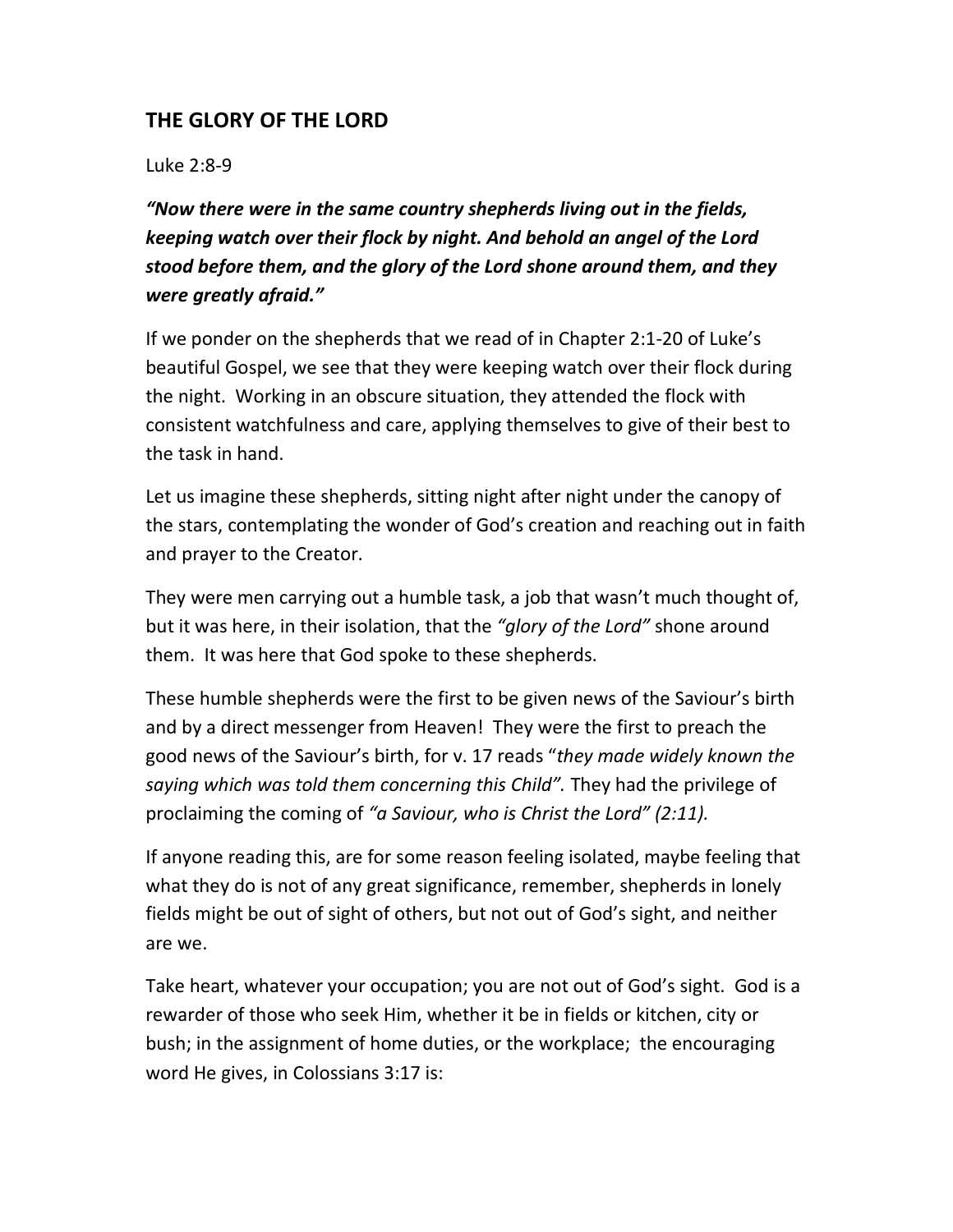## THE GLORY OF THE LORD

Luke 2:8-9

***"Now there were in the same country shepherds living out in the fields, keeping watch over their flock by night. And behold an angel of the Lord stood before them, and the glory of the Lord shone around them, and they were greatly afraid."***

If we ponder on the shepherds that we read of in Chapter 2:1-20 of Luke's beautiful Gospel, we see that they were keeping watch over their flock during the night. Working in an obscure situation, they attended the flock with consistent watchfulness and care, applying themselves to give of their best to the task in hand.

Let us imagine these shepherds, sitting night after night under the canopy of the stars, contemplating the wonder of God's creation and reaching out in faith and prayer to the Creator.

They were men carrying out a humble task, a job that wasn't much thought of, but it was here, in their isolation, that the *"glory of the Lord"* shone around them. It was here that God spoke to these shepherds.

These humble shepherds were the first to be given news of the Saviour's birth and by a direct messenger from Heaven! They were the first to preach the good news of the Saviour's birth, for v. 17 reads "*they made widely known the saying which was told them concerning this Child".* They had the privilege of proclaiming the coming of *"a Saviour, who is Christ the Lord" (2:11).*

If anyone reading this, are for some reason feeling isolated, maybe feeling that what they do is not of any great significance, remember, shepherds in lonely fields might be out of sight of others, but not out of God's sight, and neither are we.

Take heart, whatever your occupation; you are not out of God's sight. God is a rewarder of those who seek Him, whether it be in fields or kitchen, city or bush; in the assignment of home duties, or the workplace; the encouraging word He gives, in Colossians 3:17 is: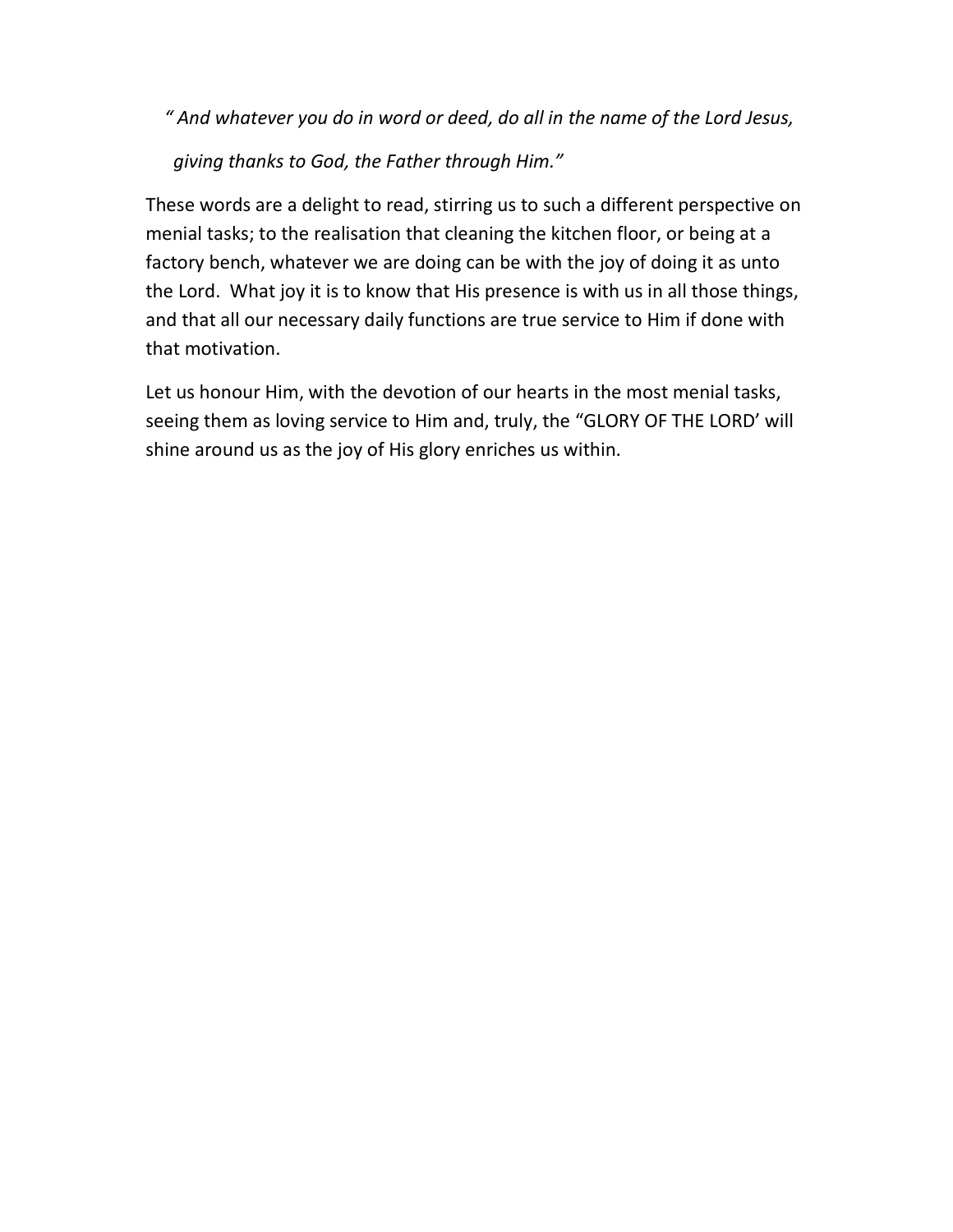*" And whatever you do in word or deed, do all in the name of the Lord Jesus, giving thanks to God, the Father through Him."*

These words are a delight to read, stirring us to such a different perspective on menial tasks; to the realisation that cleaning the kitchen floor, or being at a factory bench, whatever we are doing can be with the joy of doing it as unto the Lord. What joy it is to know that His presence is with us in all those things, and that all our necessary daily functions are true service to Him if done with that motivation.

Let us honour Him, with the devotion of our hearts in the most menial tasks, seeing them as loving service to Him and, truly, the "GLORY OF THE LORD' will shine around us as the joy of His glory enriches us within.